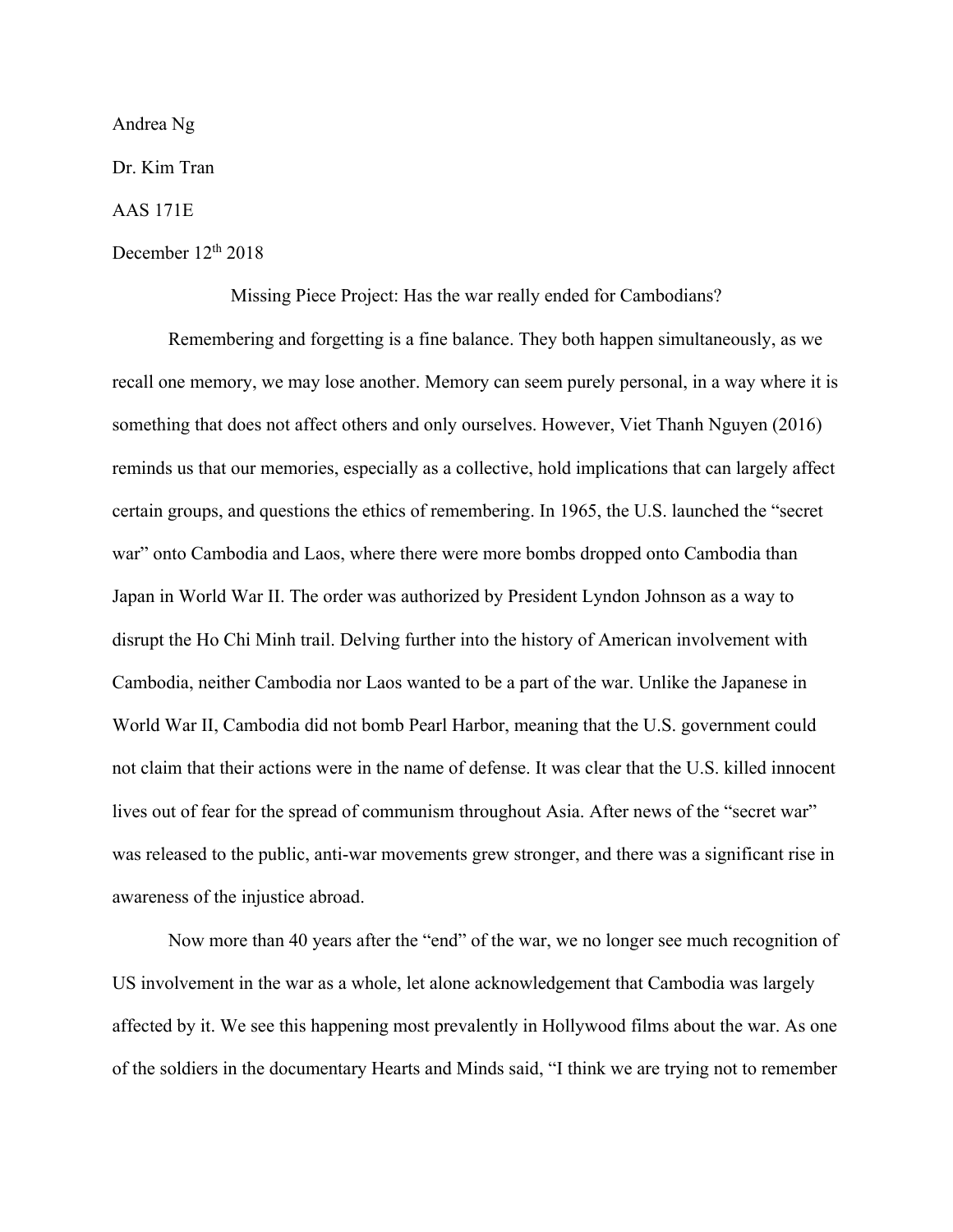Andrea Ng

Dr. Kim Tran

AAS 171E

December 12th 2018

# Missing Piece Project: Has the war really ended for Cambodians?

Remembering and forgetting is a fine balance. They both happen simultaneously, as we recall one memory, we may lose another. Memory can seem purely personal, in a way where it is something that does not affect others and only ourselves. However, Viet Thanh Nguyen (2016) reminds us that our memories, especially as a collective, hold implications that can largely affect certain groups, and questions the ethics of remembering. In 1965, the U.S. launched the "secret war" onto Cambodia and Laos, where there were more bombs dropped onto Cambodia than Japan in World War II. The order was authorized by President Lyndon Johnson as a way to disrupt the Ho Chi Minh trail. Delving further into the history of American involvement with Cambodia, neither Cambodia nor Laos wanted to be a part of the war. Unlike the Japanese in World War II, Cambodia did not bomb Pearl Harbor, meaning that the U.S. government could not claim that their actions were in the name of defense. It was clear that the U.S. killed innocent lives out of fear for the spread of communism throughout Asia. After news of the "secret war" was released to the public, anti-war movements grew stronger, and there was a significant rise in awareness of the injustice abroad.

Now more than 40 years after the "end" of the war, we no longer see much recognition of US involvement in the war as a whole, let alone acknowledgement that Cambodia was largely affected by it. We see this happening most prevalently in Hollywood films about the war. As one of the soldiers in the documentary Hearts and Minds said, "I think we are trying not to remember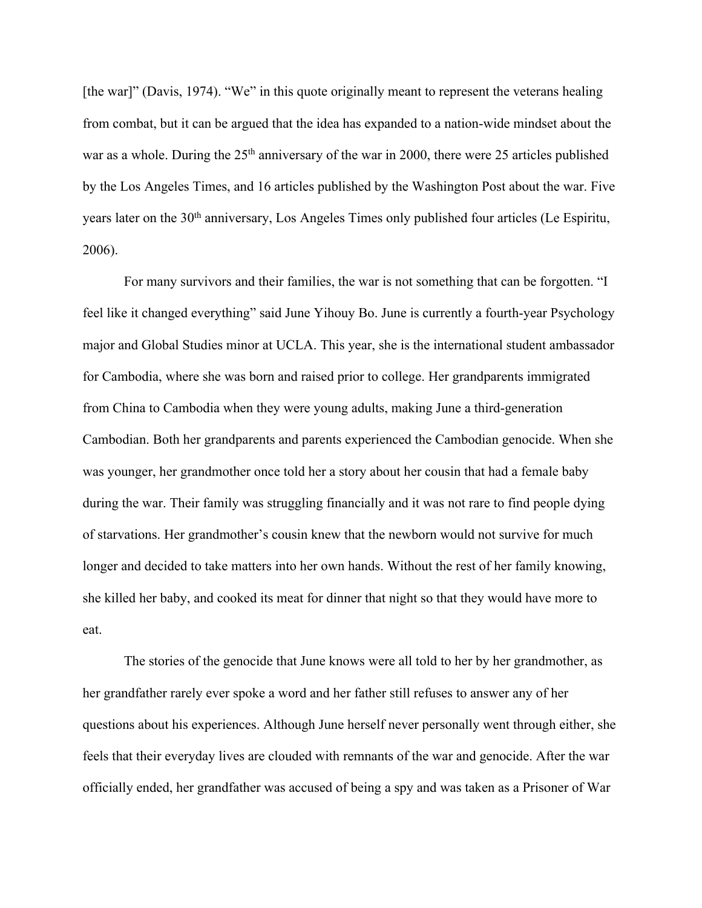[the war]" (Davis, 1974). "We" in this quote originally meant to represent the veterans healing from combat, but it can be argued that the idea has expanded to a nation-wide mindset about the war as a whole. During the 25th anniversary of the war in 2000, there were 25 articles published by the Los Angeles Times, and 16 articles published by the Washington Post about the war. Five years later on the 30th anniversary, Los Angeles Times only published four articles (Le Espiritu, 2006).

For many survivors and their families, the war is not something that can be forgotten. "I feel like it changed everything" said June Yihouy Bo. June is currently a fourth-year Psychology major and Global Studies minor at UCLA. This year, she is the international student ambassador for Cambodia, where she was born and raised prior to college. Her grandparents immigrated from China to Cambodia when they were young adults, making June a third-generation Cambodian. Both her grandparents and parents experienced the Cambodian genocide. When she was younger, her grandmother once told her a story about her cousin that had a female baby during the war. Their family was struggling financially and it was not rare to find people dying of starvations. Her grandmother's cousin knew that the newborn would not survive for much longer and decided to take matters into her own hands. Without the rest of her family knowing, she killed her baby, and cooked its meat for dinner that night so that they would have more to eat.

The stories of the genocide that June knows were all told to her by her grandmother, as her grandfather rarely ever spoke a word and her father still refuses to answer any of her questions about his experiences. Although June herself never personally went through either, she feels that their everyday lives are clouded with remnants of the war and genocide. After the war officially ended, her grandfather was accused of being a spy and was taken as a Prisoner of War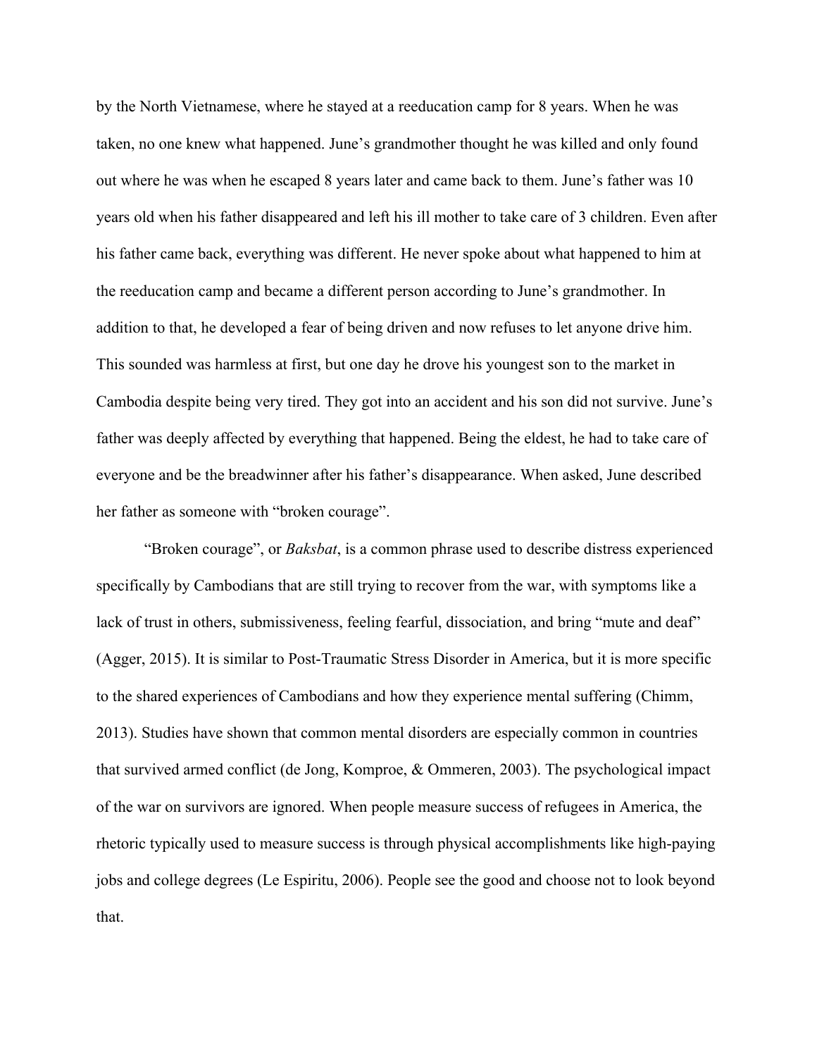by the North Vietnamese, where he stayed at a reeducation camp for 8 years. When he was taken, no one knew what happened. June's grandmother thought he was killed and only found out where he was when he escaped 8 years later and came back to them. June's father was 10 years old when his father disappeared and left his ill mother to take care of 3 children. Even after his father came back, everything was different. He never spoke about what happened to him at the reeducation camp and became a different person according to June's grandmother. In addition to that, he developed a fear of being driven and now refuses to let anyone drive him. This sounded was harmless at first, but one day he drove his youngest son to the market in Cambodia despite being very tired. They got into an accident and his son did not survive. June's father was deeply affected by everything that happened. Being the eldest, he had to take care of everyone and be the breadwinner after his father's disappearance. When asked, June described her father as someone with "broken courage".

"Broken courage", or *Baksbat*, is a common phrase used to describe distress experienced specifically by Cambodians that are still trying to recover from the war, with symptoms like a lack of trust in others, submissiveness, feeling fearful, dissociation, and bring "mute and deaf" (Agger, 2015). It is similar to Post-Traumatic Stress Disorder in America, but it is more specific to the shared experiences of Cambodians and how they experience mental suffering (Chimm, 2013). Studies have shown that common mental disorders are especially common in countries that survived armed conflict (de Jong, Komproe, & Ommeren, 2003). The psychological impact of the war on survivors are ignored. When people measure success of refugees in America, the rhetoric typically used to measure success is through physical accomplishments like high-paying jobs and college degrees (Le Espiritu, 2006). People see the good and choose not to look beyond that.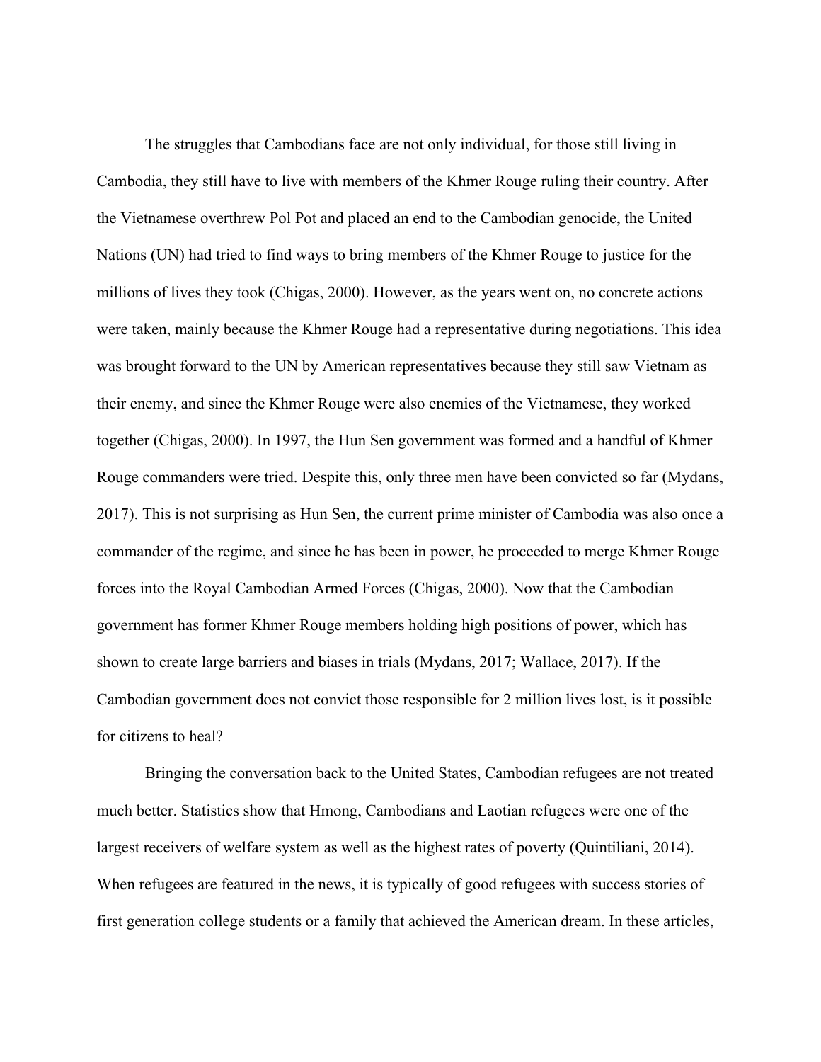The struggles that Cambodians face are not only individual, for those still living in Cambodia, they still have to live with members of the Khmer Rouge ruling their country. After the Vietnamese overthrew Pol Pot and placed an end to the Cambodian genocide, the United Nations (UN) had tried to find ways to bring members of the Khmer Rouge to justice for the millions of lives they took (Chigas, 2000). However, as the years went on, no concrete actions were taken, mainly because the Khmer Rouge had a representative during negotiations. This idea was brought forward to the UN by American representatives because they still saw Vietnam as their enemy, and since the Khmer Rouge were also enemies of the Vietnamese, they worked together (Chigas, 2000). In 1997, the Hun Sen government was formed and a handful of Khmer Rouge commanders were tried. Despite this, only three men have been convicted so far (Mydans, 2017). This is not surprising as Hun Sen, the current prime minister of Cambodia was also once a commander of the regime, and since he has been in power, he proceeded to merge Khmer Rouge forces into the Royal Cambodian Armed Forces (Chigas, 2000). Now that the Cambodian government has former Khmer Rouge members holding high positions of power, which has shown to create large barriers and biases in trials (Mydans, 2017; Wallace, 2017). If the Cambodian government does not convict those responsible for 2 million lives lost, is it possible for citizens to heal?

Bringing the conversation back to the United States, Cambodian refugees are not treated much better. Statistics show that Hmong, Cambodians and Laotian refugees were one of the largest receivers of welfare system as well as the highest rates of poverty (Quintiliani, 2014). When refugees are featured in the news, it is typically of good refugees with success stories of first generation college students or a family that achieved the American dream. In these articles,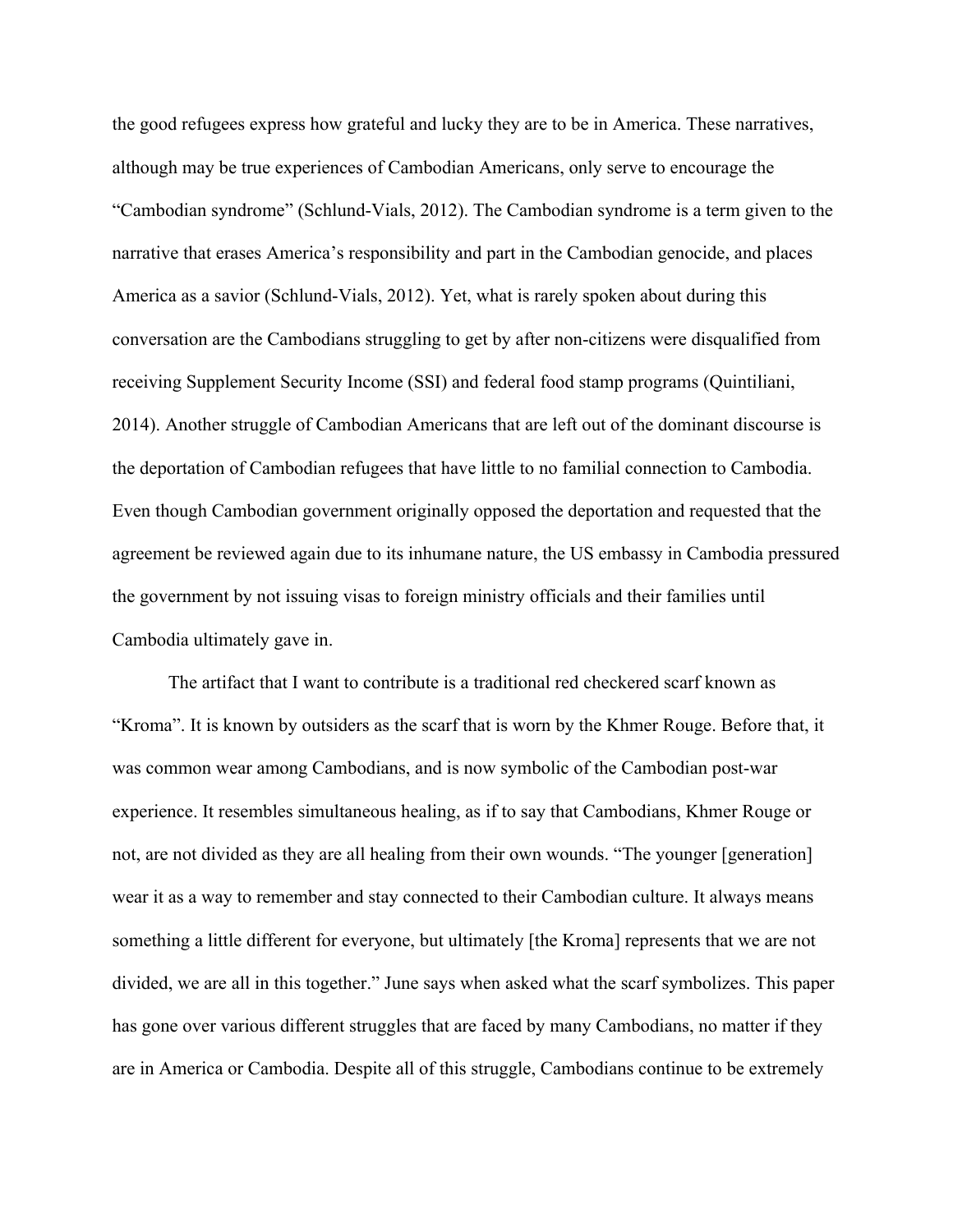the good refugees express how grateful and lucky they are to be in America. These narratives, although may be true experiences of Cambodian Americans, only serve to encourage the "Cambodian syndrome" (Schlund-Vials, 2012). The Cambodian syndrome is a term given to the narrative that erases America's responsibility and part in the Cambodian genocide, and places America as a savior (Schlund-Vials, 2012). Yet, what is rarely spoken about during this conversation are the Cambodians struggling to get by after non-citizens were disqualified from receiving Supplement Security Income (SSI) and federal food stamp programs (Quintiliani, 2014). Another struggle of Cambodian Americans that are left out of the dominant discourse is the deportation of Cambodian refugees that have little to no familial connection to Cambodia. Even though Cambodian government originally opposed the deportation and requested that the agreement be reviewed again due to its inhumane nature, the US embassy in Cambodia pressured the government by not issuing visas to foreign ministry officials and their families until Cambodia ultimately gave in.

The artifact that I want to contribute is a traditional red checkered scarf known as "Kroma". It is known by outsiders as the scarf that is worn by the Khmer Rouge. Before that, it was common wear among Cambodians, and is now symbolic of the Cambodian post-war experience. It resembles simultaneous healing, as if to say that Cambodians, Khmer Rouge or not, are not divided as they are all healing from their own wounds. "The younger [generation] wear it as a way to remember and stay connected to their Cambodian culture. It always means something a little different for everyone, but ultimately [the Kroma] represents that we are not divided, we are all in this together." June says when asked what the scarf symbolizes. This paper has gone over various different struggles that are faced by many Cambodians, no matter if they are in America or Cambodia. Despite all of this struggle, Cambodians continue to be extremely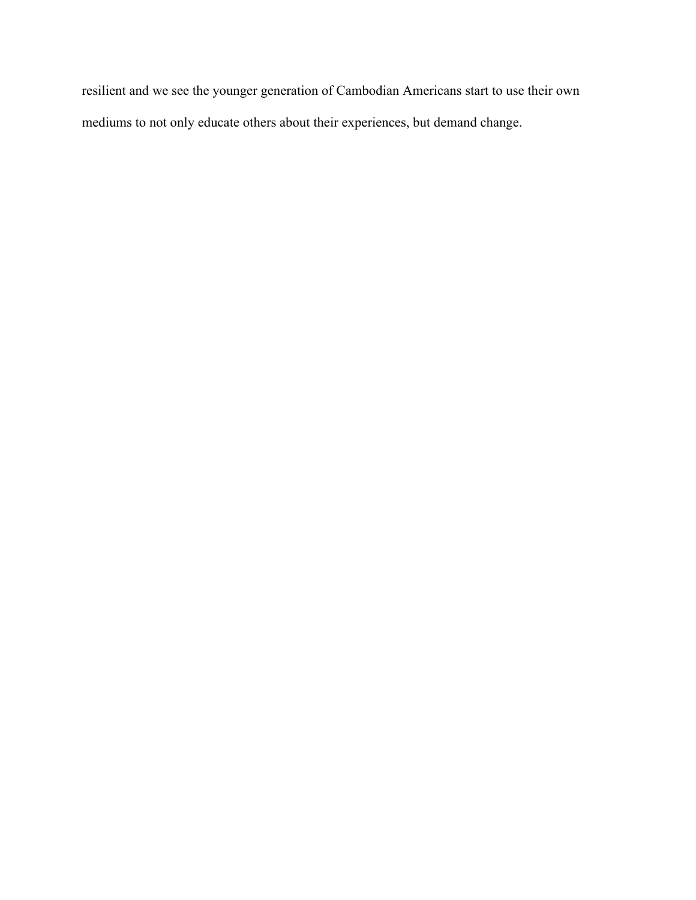resilient and we see the younger generation of Cambodian Americans start to use their own mediums to not only educate others about their experiences, but demand change.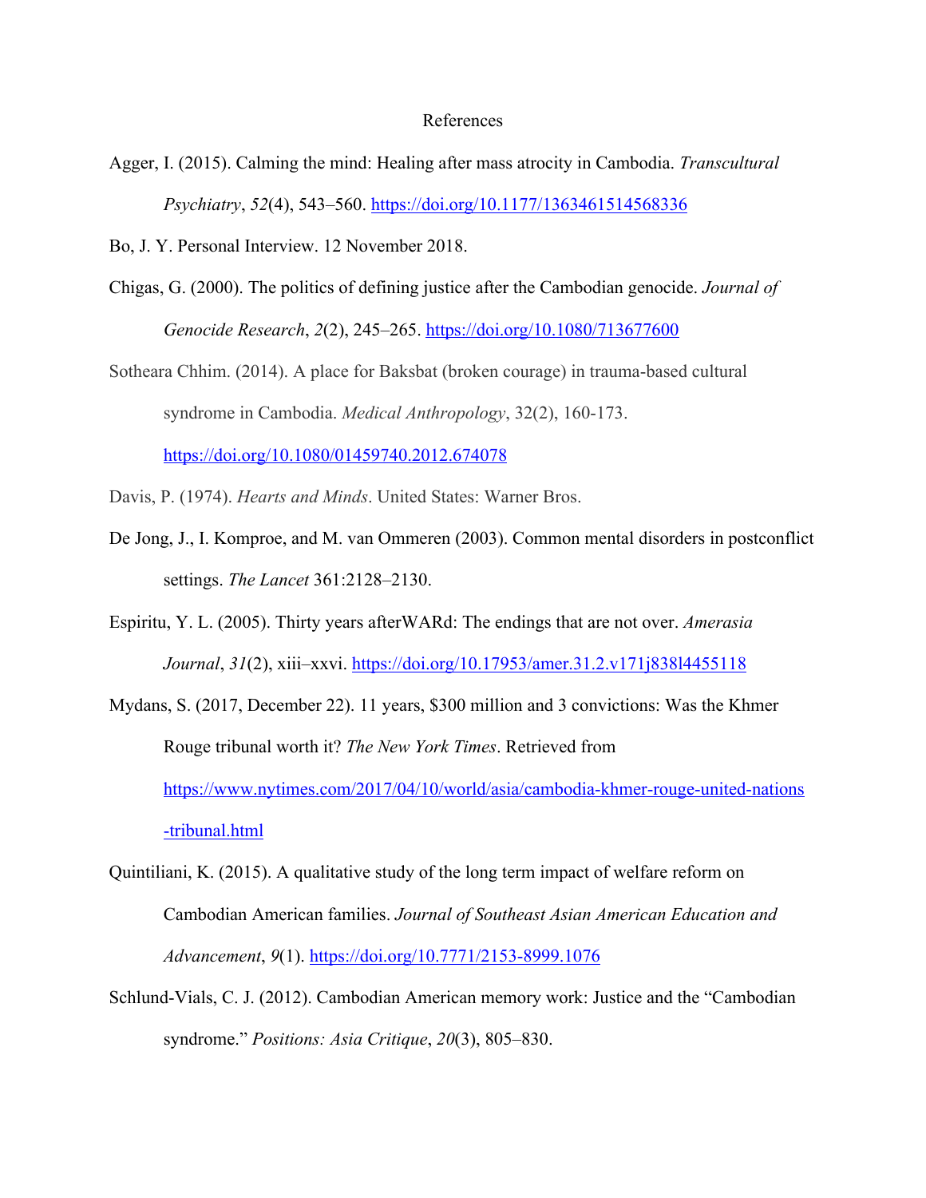# References

Agger, I. (2015). Calming the mind: Healing after mass atrocity in Cambodia. *Transcultural Psychiatry*, *52*(4), 543–560. https://doi.org/10.1177/1363461514568336

Bo, J. Y. Personal Interview. 12 November 2018.

Chigas, G. (2000). The politics of defining justice after the Cambodian genocide. *Journal of Genocide Research*, *2*(2), 245–265. https://doi.org/10.1080/713677600

Sotheara Chhim. (2014). A place for Baksbat (broken courage) in trauma-based cultural syndrome in Cambodia. *Medical Anthropology*, 32(2), 160-173. https://doi.org/10.1080/01459740.2012.674078

Davis, P. (1974). *Hearts and Minds*. United States: Warner Bros.

De Jong, J., I. Komproe, and M. van Ommeren (2003). Common mental disorders in postconflict settings. *The Lancet* 361:2128–2130.

Espiritu, Y. L. (2005). Thirty years afterWARd: The endings that are not over. *Amerasia Journal*, *31*(2), xiii–xxvi. https://doi.org/10.17953/amer.31.2.v171j838l4455118

Mydans, S. (2017, December 22). 11 years, $300 million and 3 convictions: Was the Khmer Rouge tribunal worth it? *The New York Times*. Retrieved from https://www.nytimes.com/2017/04/10/world/asia/cambodia-khmer-rouge-united-nations-tribunal.html

Quintiliani, K. (2015). A qualitative study of the long term impact of welfare reform on Cambodian American families. *Journal of Southeast Asian American Education and Advancement*, *9*(1). https://doi.org/10.7771/2153-8999.1076

Schlund-Vials, C. J. (2012). Cambodian American memory work: Justice and the "Cambodian syndrome." *Positions: Asia Critique*, *20*(3), 805–830.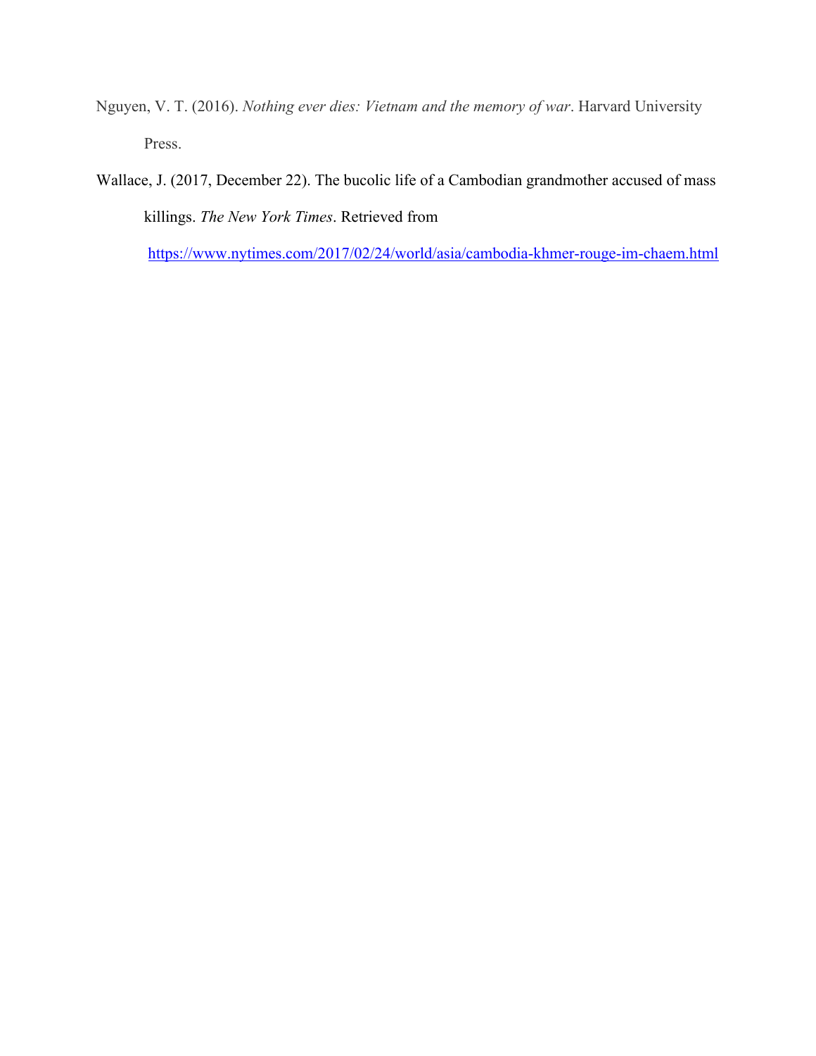Nguyen, V. T. (2016). *Nothing ever dies: Vietnam and the memory of war*. Harvard University Press.

Wallace, J. (2017, December 22). The bucolic life of a Cambodian grandmother accused of mass killings. *The New York Times*. Retrieved from https://www.nytimes.com/2017/02/24/world/asia/cambodia-khmer-rouge-im-chaem.html